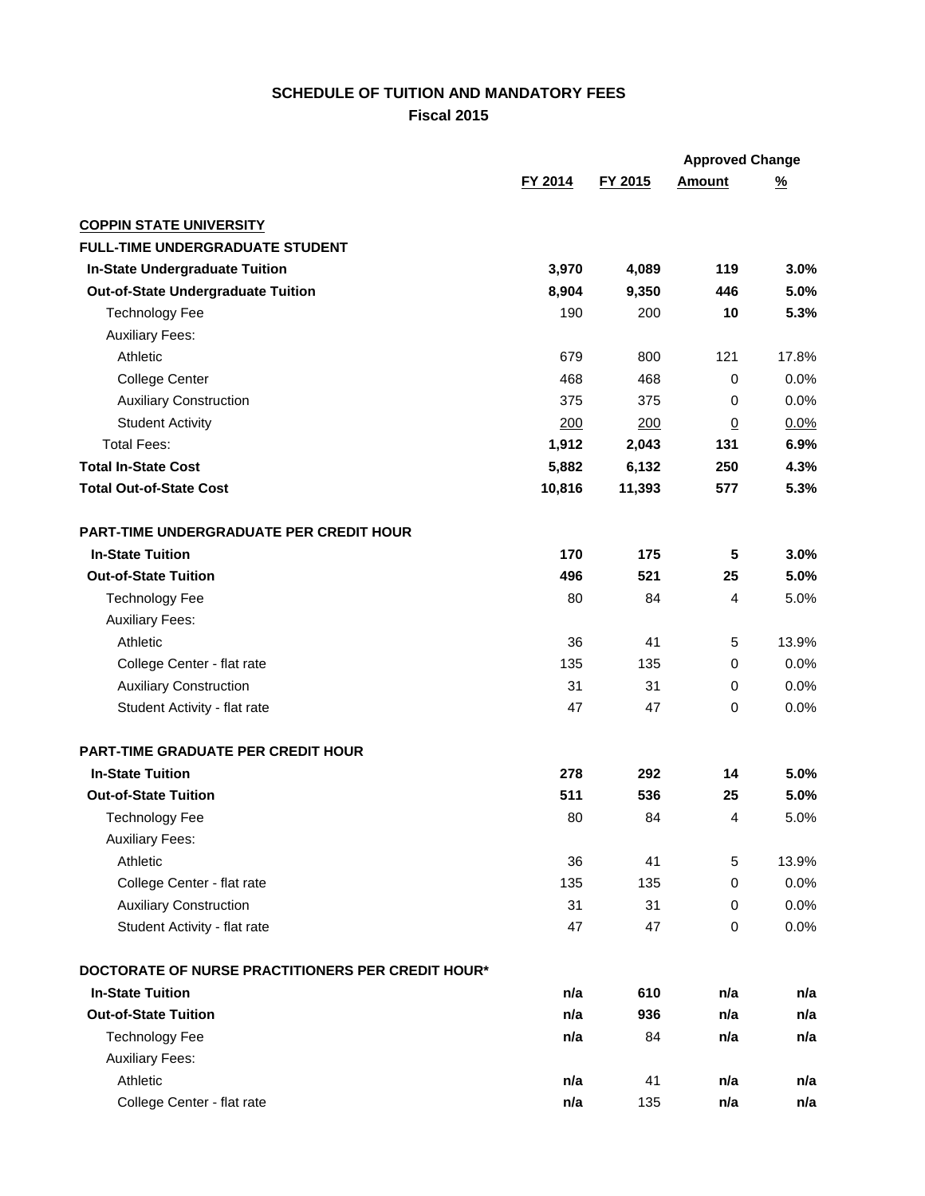# SCHEDULE OF TUITION AND MANDATORY FEES
## Fiscal 2015

| | FY 2014 | FY 2015 | Approved Change Amount | Approved Change % |
|---|---|---|---|---|
| **COPPIN STATE UNIVERSITY** | | | | |
| **FULL-TIME UNDERGRADUATE STUDENT** | | | | |
| **In-State Undergraduate Tuition** | **3,970** | **4,089** | **119** | **3.0%** |
| **Out-of-State Undergraduate Tuition** | **8,904** | **9,350** | **446** | **5.0%** |
| Technology Fee | 190 | 200 | **10** | **5.3%** |
| Auxiliary Fees: | | | | |
| Athletic | 679 | 800 | 121 | 17.8% |
| College Center | 468 | 468 | 0 | 0.0% |
| Auxiliary Construction | 375 | 375 | 0 | 0.0% |
| Student Activity | 200 | 200 | 0 | 0.0% |
| Total Fees: | **1,912** | **2,043** | **131** | **6.9%** |
| **Total In-State Cost** | **5,882** | **6,132** | **250** | **4.3%** |
| **Total Out-of-State Cost** | **10,816** | **11,393** | **577** | **5.3%** |
| **PART-TIME UNDERGRADUATE PER CREDIT HOUR** | | | | |
| **In-State Tuition** | **170** | **175** | **5** | **3.0%** |
| **Out-of-State Tuition** | **496** | **521** | **25** | **5.0%** |
| Technology Fee | 80 | 84 | 4 | 5.0% |
| Auxiliary Fees: | | | | |
| Athletic | 36 | 41 | 5 | 13.9% |
| College Center - flat rate | 135 | 135 | 0 | 0.0% |
| Auxiliary Construction | 31 | 31 | 0 | 0.0% |
| Student Activity - flat rate | 47 | 47 | 0 | 0.0% |
| **PART-TIME GRADUATE PER CREDIT HOUR** | | | | |
| **In-State Tuition** | **278** | **292** | **14** | **5.0%** |
| **Out-of-State Tuition** | **511** | **536** | **25** | **5.0%** |
| Technology Fee | 80 | 84 | 4 | 5.0% |
| Auxiliary Fees: | | | | |
| Athletic | 36 | 41 | 5 | 13.9% |
| College Center - flat rate | 135 | 135 | 0 | 0.0% |
| Auxiliary Construction | 31 | 31 | 0 | 0.0% |
| Student Activity - flat rate | 47 | 47 | 0 | 0.0% |
| **DOCTORATE OF NURSE PRACTITIONERS PER CREDIT HOUR*** | | | | |
| **In-State Tuition** | **n/a** | **610** | **n/a** | **n/a** |
| **Out-of-State Tuition** | **n/a** | **936** | **n/a** | **n/a** |
| Technology Fee | **n/a** | 84 | **n/a** | **n/a** |
| Auxiliary Fees: | | | | |
| Athletic | **n/a** | 41 | **n/a** | **n/a** |
| College Center - flat rate | **n/a** | 135 | **n/a** | **n/a** |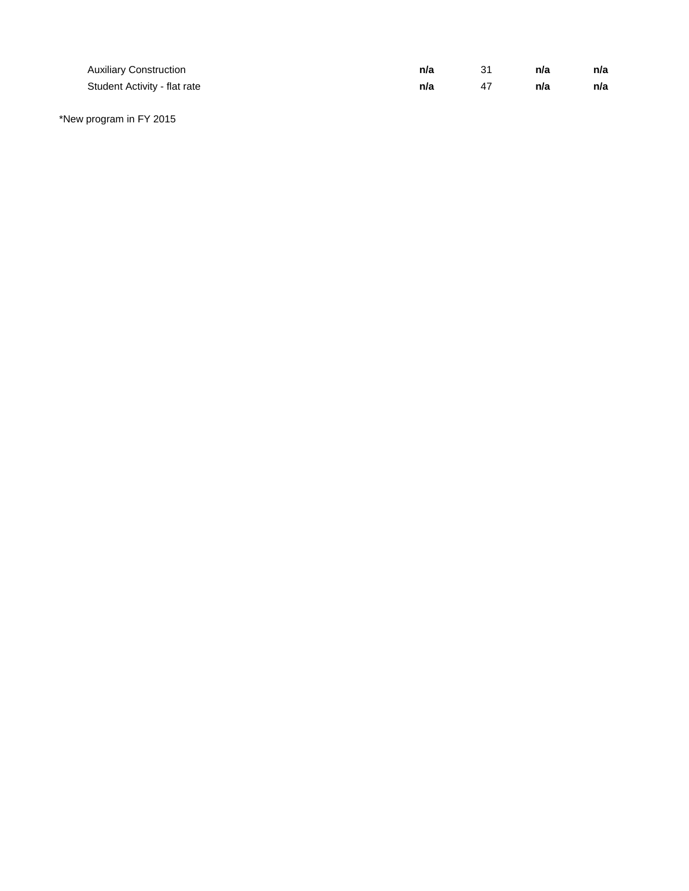| | | | | |
|---|---|---|---|---|
| Auxiliary Construction | **n/a** | 31 | **n/a** | **n/a** |
| Student Activity - flat rate | **n/a** | 47 | **n/a** | **n/a** |

*New program in FY 2015